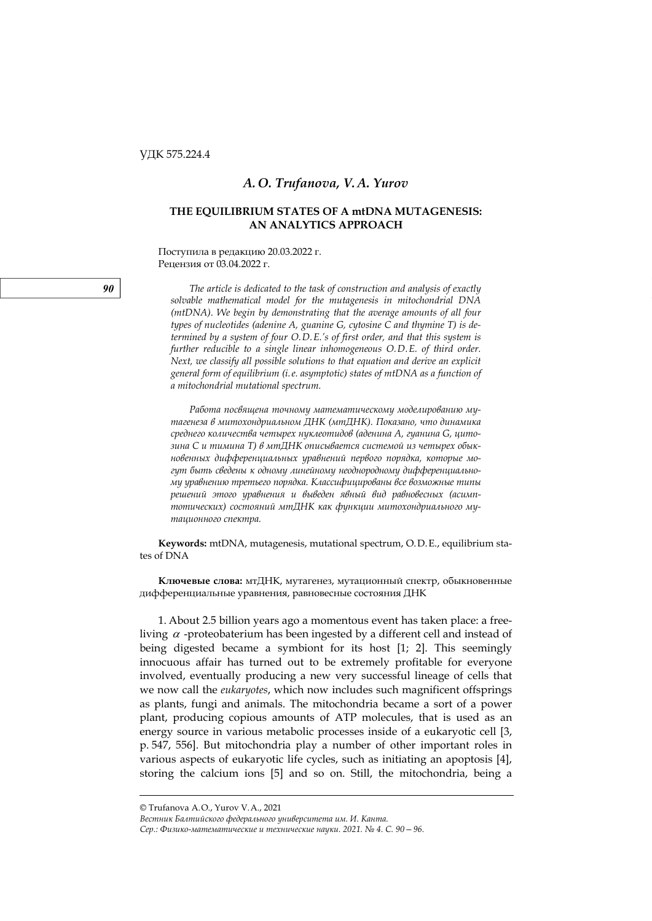УДК 575.224.4

## *A. O. Trufanova, V. A. Yurov*

### THE EQUILIBRIUM STATES OF A mtDNA MUTAGENESIS: AN ANALYTICS APPROACH

Поступила в редакцию 20.03.2022 г.
Рецензия от 03.04.2022 г.

*The article is dedicated to the task of construction and analysis of exactly solvable mathematical model for the mutagenesis in mitochondrial DNA (mtDNA). We begin by demonstrating that the average amounts of all four types of nucleotides (adenine A, guanine G, cytosine C and thymine T) is determined by a system of four O. D. E.'s of first order, and that this system is further reducible to a single linear inhomogeneous O. D. E. of third order. Next, we classify all possible solutions to that equation and derive an explicit general form of equilibrium (i. e. asymptotic) states of mtDNA as a function of a mitochondrial mutational spectrum.*

*Работа посвящена точному математическому моделированию мутагенеза в митохондриальном ДНК (мтДНК). Показано, что динамика среднего количества четырех нуклеотидов (аденина A, гуанина G, цитозина C и тимина T) в мтДНК описывается системой из четырех обыкновенных дифференциальных уравнений первого порядка, которые могут быть сведены к одному линейному неоднородному дифференциальному уравнению третьего порядка. Классифицированы все возможные типы решений этого уравнения и выведен явный вид равновесных (асимптотических) состояний мтДНК как функции митохондриального мутационного спектра.*

**Keywords:** mtDNA, mutagenesis, mutational spectrum, O. D. E., equilibrium states of DNA

**Ключевые слова:** мтДНК, мутагенез, мутационный спектр, обыкновенные дифференциальные уравнения, равновесные состояния ДНК

1. About 2.5 billion years ago a momentous event has taken place: a free-living $\alpha$ -proteobaterium has been ingested by a different cell and instead of being digested became a symbiont for its host [1; 2]. This seemingly innocuous affair has turned out to be extremely profitable for everyone involved, eventually producing a new very successful lineage of cells that we now call the *eukaryotes*, which now includes such magnificent offsprings as plants, fungi and animals. The mitochondria became a sort of a power plant, producing copious amounts of ATP molecules, that is used as an energy source in various metabolic processes inside of a eukaryotic cell [3, p. 547, 556]. But mitochondria play a number of other important roles in various aspects of eukaryotic life cycles, such as initiating an apoptosis [4], storing the calcium ions [5] and so on. Still, the mitochondria, being a

© Trufanova A. O., Yurov V. A., 2021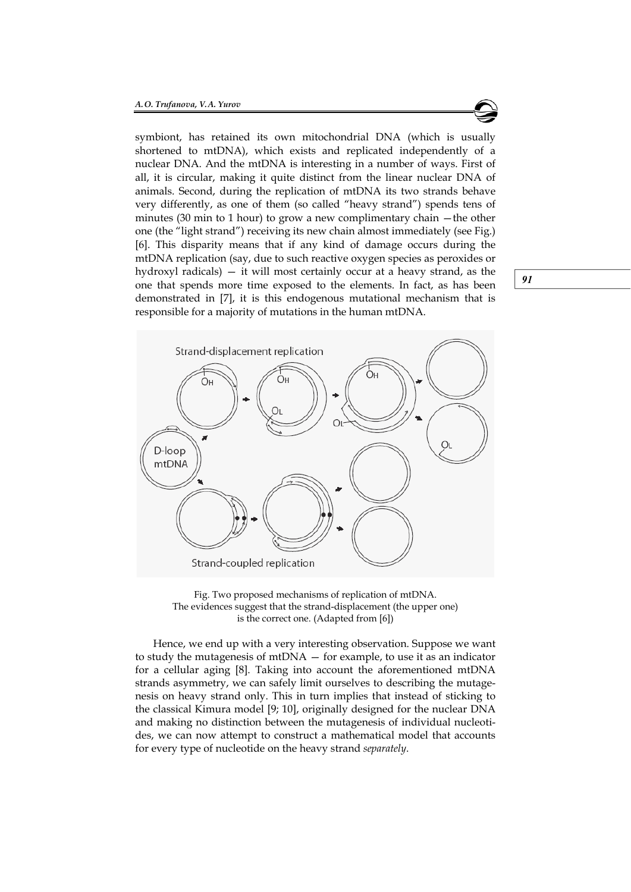symbiont, has retained its own mitochondrial DNA (which is usually shortened to mtDNA), which exists and replicated independently of a nuclear DNA. And the mtDNA is interesting in a number of ways. First of all, it is circular, making it quite distinct from the linear nuclear DNA of animals. Second, during the replication of mtDNA its two strands behave very differently, as one of them (so called "heavy strand") spends tens of minutes (30 min to 1 hour) to grow a new complimentary chain —the other one (the "light strand") receiving its new chain almost immediately (see Fig.) [6]. This disparity means that if any kind of damage occurs during the mtDNA replication (say, due to such reactive oxygen species as peroxides or hydroxyl radicals) — it will most certainly occur at a heavy strand, as the one that spends more time exposed to the elements. In fact, as has been demonstrated in [7], it is this endogenous mutational mechanism that is responsible for a majority of mutations in the human mtDNA.

Fig. Two proposed mechanisms of replication of mtDNA.
The evidences suggest that the strand-displacement (the upper one) is the correct one. (Adapted from [6])

Hence, we end up with a very interesting observation. Suppose we want to study the mutagenesis of mtDNA — for example, to use it as an indicator for a cellular aging [8]. Taking into account the aforementioned mtDNA strands asymmetry, we can safely limit ourselves to describing the mutagenesis on heavy strand only. This in turn implies that instead of sticking to the classical Kimura model [9; 10], originally designed for the nuclear DNA and making no distinction between the mutagenesis of individual nucleotides, we can now attempt to construct a mathematical model that accounts for every type of nucleotide on the heavy strand *separately*.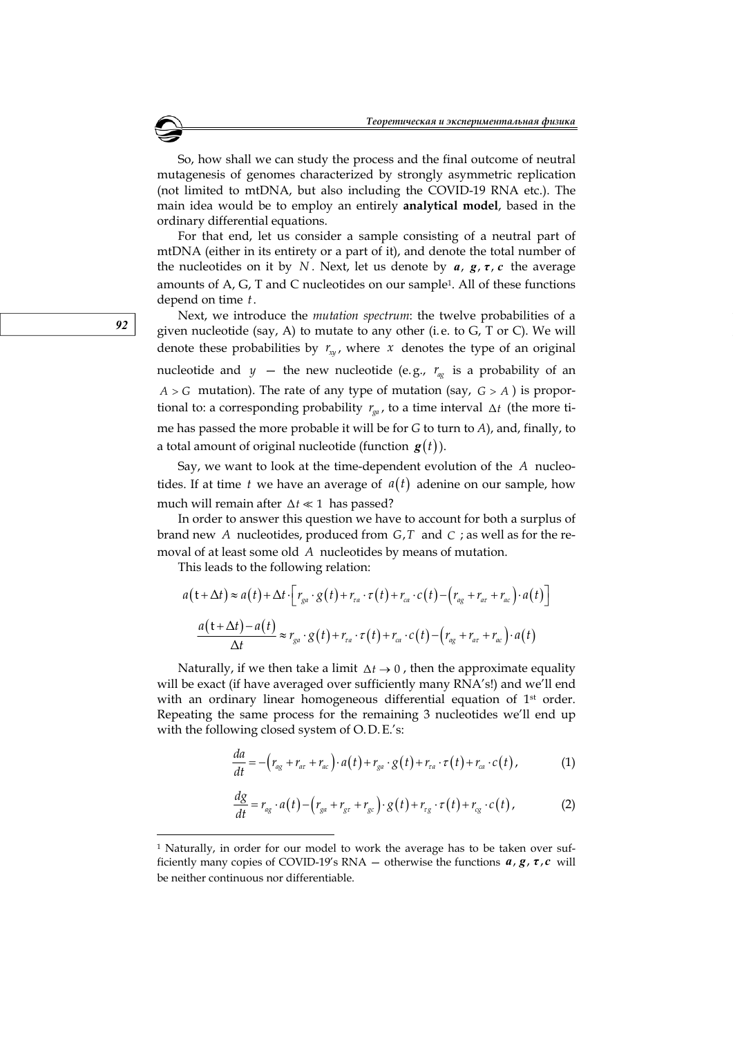So, how shall we can study the process and the final outcome of neutral mutagenesis of genomes characterized by strongly asymmetric replication (not limited to mtDNA, but also including the COVID-19 RNA etc.). The main idea would be to employ an entirely **analytical model**, based in the ordinary differential equations.

For that end, let us consider a sample consisting of a neutral part of mtDNA (either in its entirety or a part of it), and denote the total number of the nucleotides on it by $N$. Next, let us denote by $\boldsymbol{a}$, $\boldsymbol{g}$, $\boldsymbol{\tau}$, $\boldsymbol{c}$ the average amounts of A, G, T and C nucleotides on our sample[1]. All of these functions depend on time $t$.

Next, we introduce the *mutation spectrum*: the twelve probabilities of a given nucleotide (say, A) to mutate to any other (i. e. to G, T or C). We will denote these probabilities by $r_{xy}$, where $x$ denotes the type of an original nucleotide and $y$ — the new nucleotide (e.g., $r_{ag}$ is a probability of an $A > G$ mutation). The rate of any type of mutation (say, $G > A$) is proportional to: a corresponding probability $r_{ga}$, to a time interval $\Delta t$ (the more time has passed the more probable it will be for *G* to turn to *A*), and, finally, to a total amount of original nucleotide (function $\boldsymbol{g}(t)$).

Say, we want to look at the time-dependent evolution of the $A$ nucleotides. If at time $t$ we have an average of $a(t)$ adenine on our sample, how much will remain after $\Delta t \ll 1$ has passed?

In order to answer this question we have to account for both a surplus of brand new $A$ nucleotides, produced from $G, T$ and $C$; as well as for the removal of at least some old $A$ nucleotides by means of mutation.

This leads to the following relation:

$$a(t+\Delta t) \approx a(t) + \Delta t \cdot \left[ r_{ga} \cdot g(t) + r_{\tau a} \cdot \tau(t) + r_{ca} \cdot c(t) - \left( r_{ag} + r_{a\tau} + r_{ac} \right) \cdot a(t) \right]$$

$$\frac{a(t+\Delta t) - a(t)}{\Delta t} \approx r_{ga} \cdot g(t) + r_{\tau a} \cdot \tau(t) + r_{ca} \cdot c(t) - \left( r_{ag} + r_{a\tau} + r_{ac} \right) \cdot a(t)$$

Naturally, if we then take a limit $\Delta t \to 0$, then the approximate equality will be exact (if have averaged over sufficiently many RNA's!) and we'll end with an ordinary linear homogeneous differential equation of 1st order. Repeating the same process for the remaining 3 nucleotides we'll end up with the following closed system of O. D. E.'s:

$$\frac{da}{dt} = -\left( r_{ag} + r_{a\tau} + r_{ac} \right) \cdot a(t) + r_{ga} \cdot g(t) + r_{\tau a} \cdot \tau(t) + r_{ca} \cdot c(t), \tag{1}$$

$$\frac{dg}{dt} = r_{ag} \cdot a(t) - \left( r_{ga} + r_{g\tau} + r_{gc} \right) \cdot g(t) + r_{\tau g} \cdot \tau(t) + r_{cg} \cdot c(t), \tag{2}$$

---

[1] Naturally, in order for our model to work the average has to be taken over sufficiently many copies of COVID-19's RNA — otherwise the functions $\boldsymbol{a}$, $\boldsymbol{g}$, $\boldsymbol{\tau}$, $\boldsymbol{c}$ will be neither continuous nor differentiable.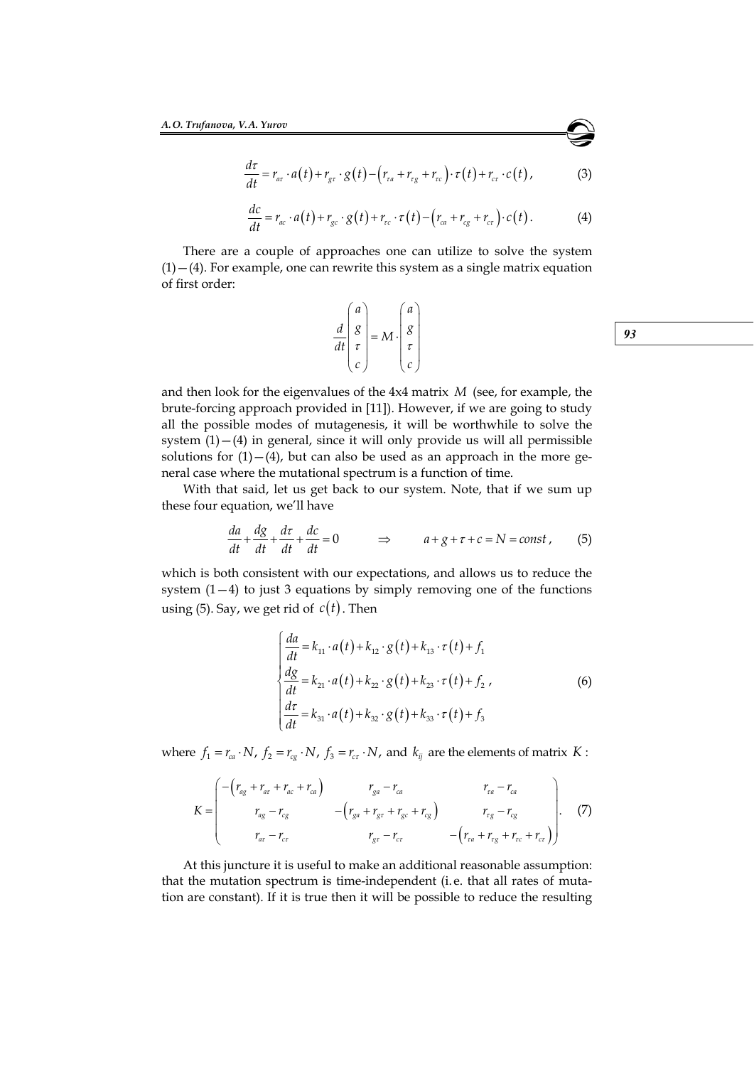$$\frac{d\tau}{dt} = r_{a\tau} \cdot a(t) + r_{g\tau} \cdot g(t) - \left(r_{\tau a} + r_{\tau g} + r_{\tau c}\right) \cdot \tau(t) + r_{c\tau} \cdot c(t), \tag{3}$$

$$\frac{dc}{dt} = r_{ac} \cdot a(t) + r_{gc} \cdot g(t) + r_{\tau c} \cdot \tau(t) - \left(r_{ca} + r_{cg} + r_{c\tau}\right) \cdot c(t). \tag{4}$$

There are a couple of approaches one can utilize to solve the system $(1)-(4)$. For example, one can rewrite this system as a single matrix equation of first order:

$$\frac{d}{dt}\begin{pmatrix} a \\ g \\ \tau \\ c \end{pmatrix} = M \cdot \begin{pmatrix} a \\ g \\ \tau \\ c \end{pmatrix}$$

and then look for the eigenvalues of the 4x4 matrix $M$ (see, for example, the brute-forcing approach provided in [11]). However, if we are going to study all the possible modes of mutagenesis, it will be worthwhile to solve the system $(1)-(4)$ in general, since it will only provide us will all permissible solutions for $(1)-(4)$, but can also be used as an approach in the more general case where the mutational spectrum is a function of time.

With that said, let us get back to our system. Note, that if we sum up these four equation, we'll have

$$\frac{da}{dt} + \frac{dg}{dt} + \frac{d\tau}{dt} + \frac{dc}{dt} = 0 \qquad \Rightarrow \qquad a + g + \tau + c = N = const, \tag{5}$$

which is both consistent with our expectations, and allows us to reduce the system $(1-4)$ to just 3 equations by simply removing one of the functions using (5). Say, we get rid of $c(t)$. Then

$$\begin{cases} \dfrac{da}{dt} = k_{11} \cdot a(t) + k_{12} \cdot g(t) + k_{13} \cdot \tau(t) + f_1 \\ \dfrac{dg}{dt} = k_{21} \cdot a(t) + k_{22} \cdot g(t) + k_{23} \cdot \tau(t) + f_2 \\ \dfrac{d\tau}{dt} = k_{31} \cdot a(t) + k_{32} \cdot g(t) + k_{33} \cdot \tau(t) + f_3 \end{cases}, \tag{6}$$

where $f_1 = r_{ca} \cdot N$, $f_2 = r_{cg} \cdot N$, $f_3 = r_{c\tau} \cdot N$, and $k_{ij}$ are the elements of matrix $K$:

$$K = \begin{pmatrix} -\left(r_{ag} + r_{a\tau} + r_{ac} + r_{ca}\right) & r_{ga} - r_{ca} & r_{\tau a} - r_{ca} \\ r_{ag} - r_{cg} & -\left(r_{ga} + r_{g\tau} + r_{gc} + r_{cg}\right) & r_{\tau g} - r_{cg} \\ r_{a\tau} - r_{c\tau} & r_{g\tau} - r_{c\tau} & -\left(r_{\tau a} + r_{\tau g} + r_{\tau c} + r_{c\tau}\right) \end{pmatrix}. \tag{7}$$

At this juncture it is useful to make an additional reasonable assumption: that the mutation spectrum is time-independent (i.e. that all rates of mutation are constant). If it is true then it will be possible to reduce the resulting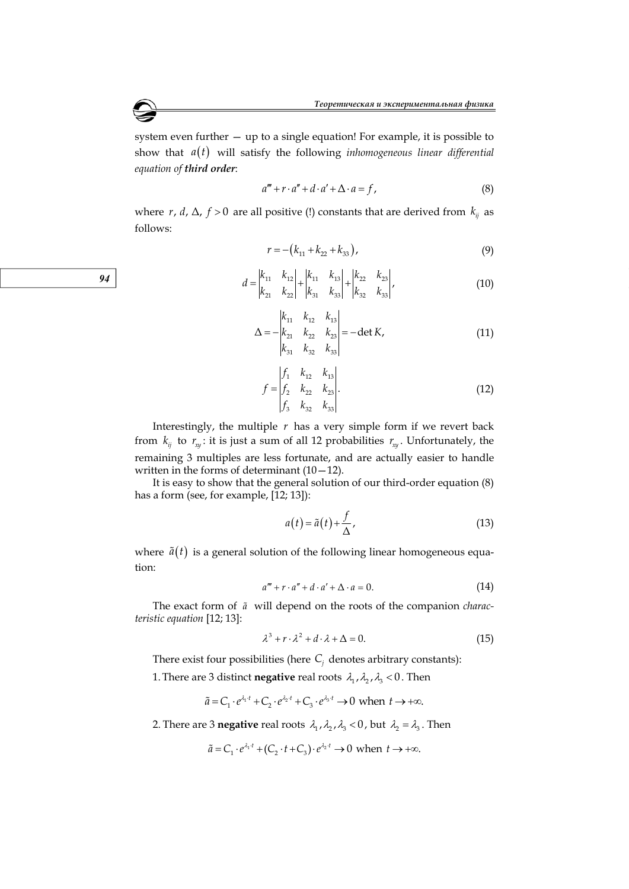system even further — up to a single equation! For example, it is possible to show that $a(t)$ will satisfy the following *inhomogeneous linear differential equation of* ***third order***:

$$a''' + r \cdot a'' + d \cdot a' + \Delta \cdot a = f, \tag{8}$$

where $r$, $d$, $\Delta$, $f > 0$ are all positive (!) constants that are derived from $k_{ij}$ as follows:

$$r = -\left(k_{11} + k_{22} + k_{33}\right), \tag{9}$$

$$d = \begin{vmatrix} k_{11} & k_{12} \\ k_{21} & k_{22} \end{vmatrix} + \begin{vmatrix} k_{11} & k_{13} \\ k_{31} & k_{33} \end{vmatrix} + \begin{vmatrix} k_{22} & k_{23} \\ k_{32} & k_{33} \end{vmatrix}, \tag{10}$$

$$\Delta = -\begin{vmatrix} k_{11} & k_{12} & k_{13} \\ k_{21} & k_{22} & k_{23} \\ k_{31} & k_{32} & k_{33} \end{vmatrix} = -\det K, \tag{11}$$

$$f = \begin{vmatrix} f_1 & k_{12} & k_{13} \\ f_2 & k_{22} & k_{23} \\ f_3 & k_{32} & k_{33} \end{vmatrix}. \tag{12}$$

Interestingly, the multiple $r$ has a very simple form if we revert back from $k_{ij}$ to $r_{xy}$: it is just a sum of all 12 probabilities $r_{xy}$. Unfortunately, the remaining 3 multiples are less fortunate, and are actually easier to handle written in the forms of determinant (10—12).

It is easy to show that the general solution of our third-order equation (8) has a form (see, for example, [12; 13]):

$$a(t) = \tilde{a}(t) + \frac{f}{\Delta}, \tag{13}$$

where $\tilde{a}(t)$ is a general solution of the following linear homogeneous equation:

$$a''' + r \cdot a'' + d \cdot a' + \Delta \cdot a = 0. \tag{14}$$

The exact form of $\tilde{a}$ will depend on the roots of the companion *characteristic equation* [12; 13]:

$$\lambda^3 + r \cdot \lambda^2 + d \cdot \lambda + \Delta = 0. \tag{15}$$

There exist four possibilities (here $C_j$ denotes arbitrary constants):

1. There are 3 distinct **negative** real roots $\lambda_1, \lambda_2, \lambda_3 < 0$. Then

$$\tilde{a} = C_1 \cdot e^{\lambda_1 \cdot t} + C_2 \cdot e^{\lambda_2 \cdot t} + C_3 \cdot e^{\lambda_3 \cdot t} \to 0 \text{ when } t \to +\infty.$$

2. There are 3 **negative** real roots $\lambda_1, \lambda_2, \lambda_3 < 0$, but $\lambda_2 = \lambda_3$. Then

$$\tilde{a} = C_1 \cdot e^{\lambda_1 \cdot t} + (C_2 \cdot t + C_3) \cdot e^{\lambda_2 \cdot t} \to 0 \text{ when } t \to +\infty.$$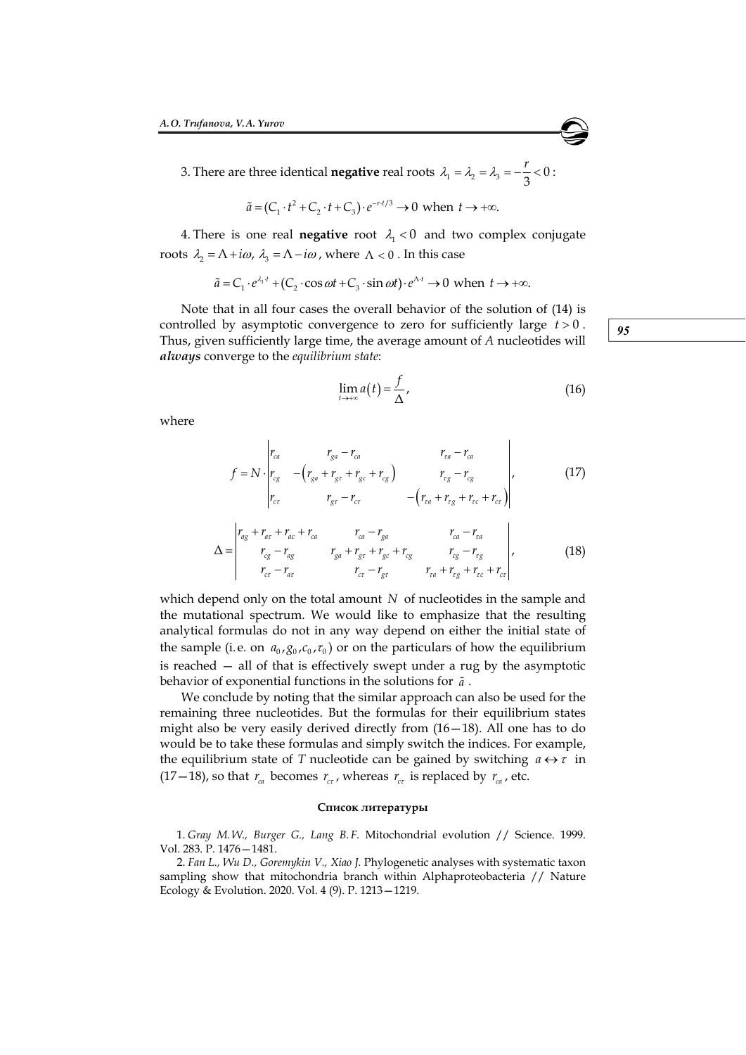3. There are three identical **negative** real roots $\lambda_1 = \lambda_2 = \lambda_3 = -\dfrac{r}{3} < 0$:

$$\tilde{a} = (C_1 \cdot t^2 + C_2 \cdot t + C_3) \cdot e^{-r \cdot t/3} \to 0 \text{ when } t \to +\infty.$$

4. There is one real **negative** root $\lambda_1 < 0$ and two complex conjugate roots $\lambda_2 = \Lambda + i\omega,\ \lambda_3 = \Lambda - i\omega$, where $\Lambda < 0$. In this case

$$\tilde{a} = C_1 \cdot e^{\lambda_1 \cdot t} + (C_2 \cdot \cos \omega t + C_3 \cdot \sin \omega t) \cdot e^{\Lambda \cdot t} \to 0 \text{ when } t \to +\infty.$$

Note that in all four cases the overall behavior of the solution of (14) is controlled by asymptotic convergence to zero for sufficiently large $t > 0$. Thus, given sufficiently large time, the average amount of *A* nucleotides will ***always*** converge to the *equilibrium state*:

$$\lim_{t \to +\infty} a(t) = \frac{f}{\Delta}, \tag{16}$$

where

$$f = N \cdot \begin{vmatrix} r_{ca} & r_{ga} - r_{ca} & r_{\tau a} - r_{ca} \\ r_{cg} & -\left(r_{ga} + r_{g\tau} + r_{gc} + r_{cg}\right) & r_{\tau g} - r_{cg} \\ r_{c\tau} & r_{g\tau} - r_{c\tau} & -\left(r_{\tau a} + r_{\tau g} + r_{\tau c} + r_{c\tau}\right) \end{vmatrix}, \tag{17}$$

$$\Delta = \begin{vmatrix} r_{ag} + r_{a\tau} + r_{ac} + r_{ca} & r_{ca} - r_{ga} & r_{ca} - r_{\tau a} \\ r_{cg} - r_{ag} & r_{ga} + r_{g\tau} + r_{gc} + r_{cg} & r_{cg} - r_{\tau g} \\ r_{c\tau} - r_{a\tau} & r_{c\tau} - r_{g\tau} & r_{\tau a} + r_{\tau g} + r_{\tau c} + r_{c\tau} \end{vmatrix}, \tag{18}$$

which depend only on the total amount $N$ of nucleotides in the sample and the mutational spectrum. We would like to emphasize that the resulting analytical formulas do not in any way depend on either the initial state of the sample (i.e. on $a_0, g_0, c_0, \tau_0$) or on the particulars of how the equilibrium is reached — all of that is effectively swept under a rug by the asymptotic behavior of exponential functions in the solutions for $\tilde{a}$.

We conclude by noting that the similar approach can also be used for the remaining three nucleotides. But the formulas for their equilibrium states might also be very easily derived directly from (16—18). All one has to do would be to take these formulas and simply switch the indices. For example, the equilibrium state of *T* nucleotide can be gained by switching $a \leftrightarrow \tau$ in (17—18), so that $r_{ca}$ becomes $r_{c\tau}$, whereas $r_{c\tau}$ is replaced by $r_{ca}$, etc.

**Список литературы**

1. *Gray M.W., Burger G., Lang B.F.* Mitochondrial evolution // Science. 1999. Vol. 283. P. 1476—1481.

2. *Fan L., Wu D., Goremykin V., Xiao J.* Phylogenetic analyses with systematic taxon sampling show that mitochondria branch within Alphaproteobacteria // Nature Ecology & Evolution. 2020. Vol. 4 (9). P. 1213—1219.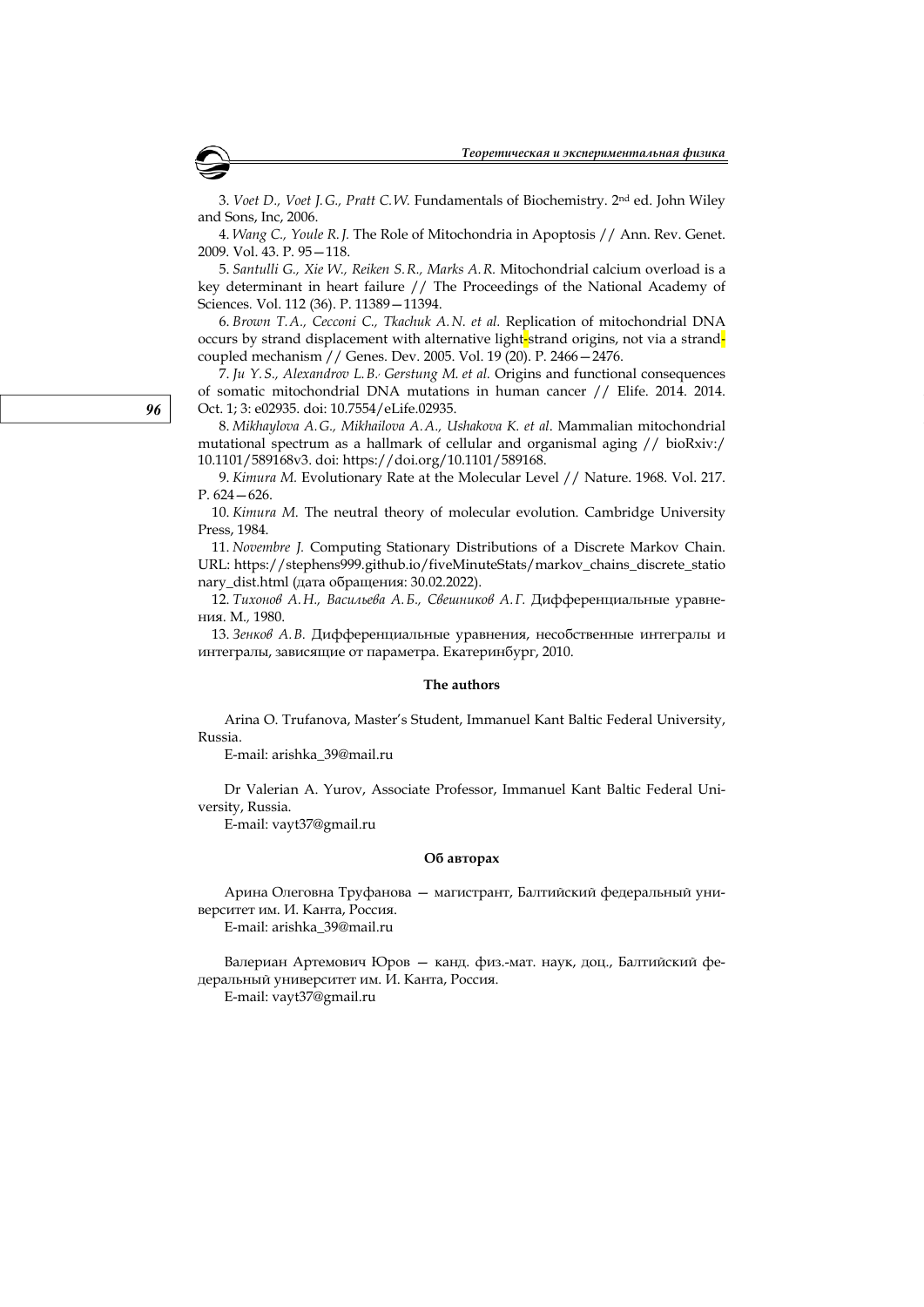3. *Voet D., Voet J.G., Pratt C.W.* Fundamentals of Biochemistry. 2nd ed. John Wiley and Sons, Inc, 2006.

4. *Wang C., Youle R.J.* The Role of Mitochondria in Apoptosis // Ann. Rev. Genet. 2009. Vol. 43. P. 95—118.

5. *Santulli G., Xie W., Reiken S.R., Marks A.R.* Mitochondrial calcium overload is a key determinant in heart failure // The Proceedings of the National Academy of Sciences. Vol. 112 (36). P. 11389—11394.

6. *Brown T.A., Cecconi C., Tkachuk A.N. et al.* Replication of mitochondrial DNA occurs by strand displacement with alternative light-strand origins, not via a strand-coupled mechanism // Genes. Dev. 2005. Vol. 19 (20). P. 2466—2476.

7. *Ju Y.S., Alexandrov L.B.; Gerstung M. et al.* Origins and functional consequences of somatic mitochondrial DNA mutations in human cancer // Elife. 2014. 2014. Oct. 1; 3: e02935. doi: 10.7554/eLife.02935.

8. *Mikhaylova A.G., Mikhailova A.A., Ushakova K. et al*. Mammalian mitochondrial mutational spectrum as a hallmark of cellular and organismal aging // bioRxiv:/ 10.1101/589168v3. doi: https://doi.org/10.1101/589168.

9. *Kimura M.* Evolutionary Rate at the Molecular Level // Nature. 1968. Vol. 217. P. 624—626.

10. *Kimura M.* The neutral theory of molecular evolution. Cambridge University Press, 1984.

11. *Novembre J.* Computing Stationary Distributions of a Discrete Markov Chain. URL: https://stephens999.github.io/fiveMinuteStats/markov_chains_discrete_stationary_dist.html (дата обращения: 30.02.2022).

12. *Тихонов А.Н., Васильева А.Б., Свешников А.Г.* Дифференциальные уравнения. М., 1980.

13. *Зенков А.В.* Дифференциальные уравнения, несобственные интегралы и интегралы, зависящие от параметра. Екатеринбург, 2010.

## The authors

Arina O. Trufanova, Master's Student, Immanuel Kant Baltic Federal University, Russia.
E-mail: arishka_39@mail.ru

Dr Valerian A. Yurov, Associate Professor, Immanuel Kant Baltic Federal University, Russia.
E-mail: vayt37@gmail.ru

## Об авторах

Арина Олеговна Труфанова — магистрант, Балтийский федеральный университет им. И. Канта, Россия.
E-mail: arishka_39@mail.ru

Валериан Артемович Юров — канд. физ.-мат. наук, доц., Балтийский федеральный университет им. И. Канта, Россия.
E-mail: vayt37@gmail.ru